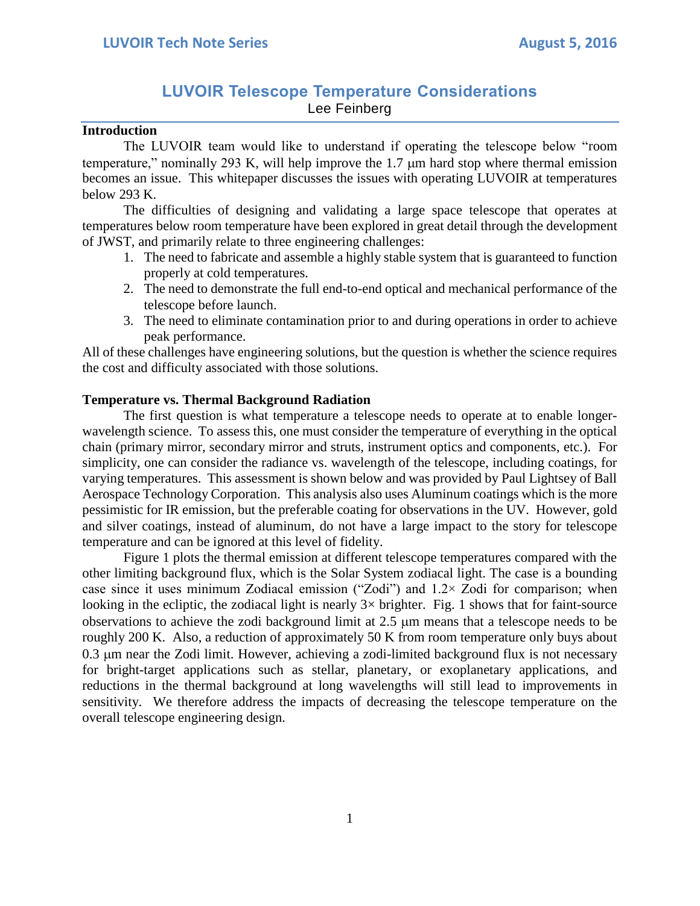# LUVOIR Telescope Temperature Considerations

Lee Feinberg

## Introduction

The LUVOIR team would like to understand if operating the telescope below "room temperature," nominally 293 K, will help improve the 1.7 μm hard stop where thermal emission becomes an issue. This whitepaper discusses the issues with operating LUVOIR at temperatures below 293 K.

The difficulties of designing and validating a large space telescope that operates at temperatures below room temperature have been explored in great detail through the development of JWST, and primarily relate to three engineering challenges:

1. The need to fabricate and assemble a highly stable system that is guaranteed to function properly at cold temperatures.
2. The need to demonstrate the full end-to-end optical and mechanical performance of the telescope before launch.
3. The need to eliminate contamination prior to and during operations in order to achieve peak performance.

All of these challenges have engineering solutions, but the question is whether the science requires the cost and difficulty associated with those solutions.

## Temperature vs. Thermal Background Radiation

The first question is what temperature a telescope needs to operate at to enable longer-wavelength science. To assess this, one must consider the temperature of everything in the optical chain (primary mirror, secondary mirror and struts, instrument optics and components, etc.). For simplicity, one can consider the radiance vs. wavelength of the telescope, including coatings, for varying temperatures. This assessment is shown below and was provided by Paul Lightsey of Ball Aerospace Technology Corporation. This analysis also uses Aluminum coatings which is the more pessimistic for IR emission, but the preferable coating for observations in the UV. However, gold and silver coatings, instead of aluminum, do not have a large impact to the story for telescope temperature and can be ignored at this level of fidelity.

Figure 1 plots the thermal emission at different telescope temperatures compared with the other limiting background flux, which is the Solar System zodiacal light. The case is a bounding case since it uses minimum Zodiacal emission ("Zodi") and 1.2× Zodi for comparison; when looking in the ecliptic, the zodiacal light is nearly 3× brighter. Fig. 1 shows that for faint-source observations to achieve the zodi background limit at 2.5 μm means that a telescope needs to be roughly 200 K. Also, a reduction of approximately 50 K from room temperature only buys about 0.3 μm near the Zodi limit. However, achieving a zodi-limited background flux is not necessary for bright-target applications such as stellar, planetary, or exoplanetary applications, and reductions in the thermal background at long wavelengths will still lead to improvements in sensitivity. We therefore address the impacts of decreasing the telescope temperature on the overall telescope engineering design.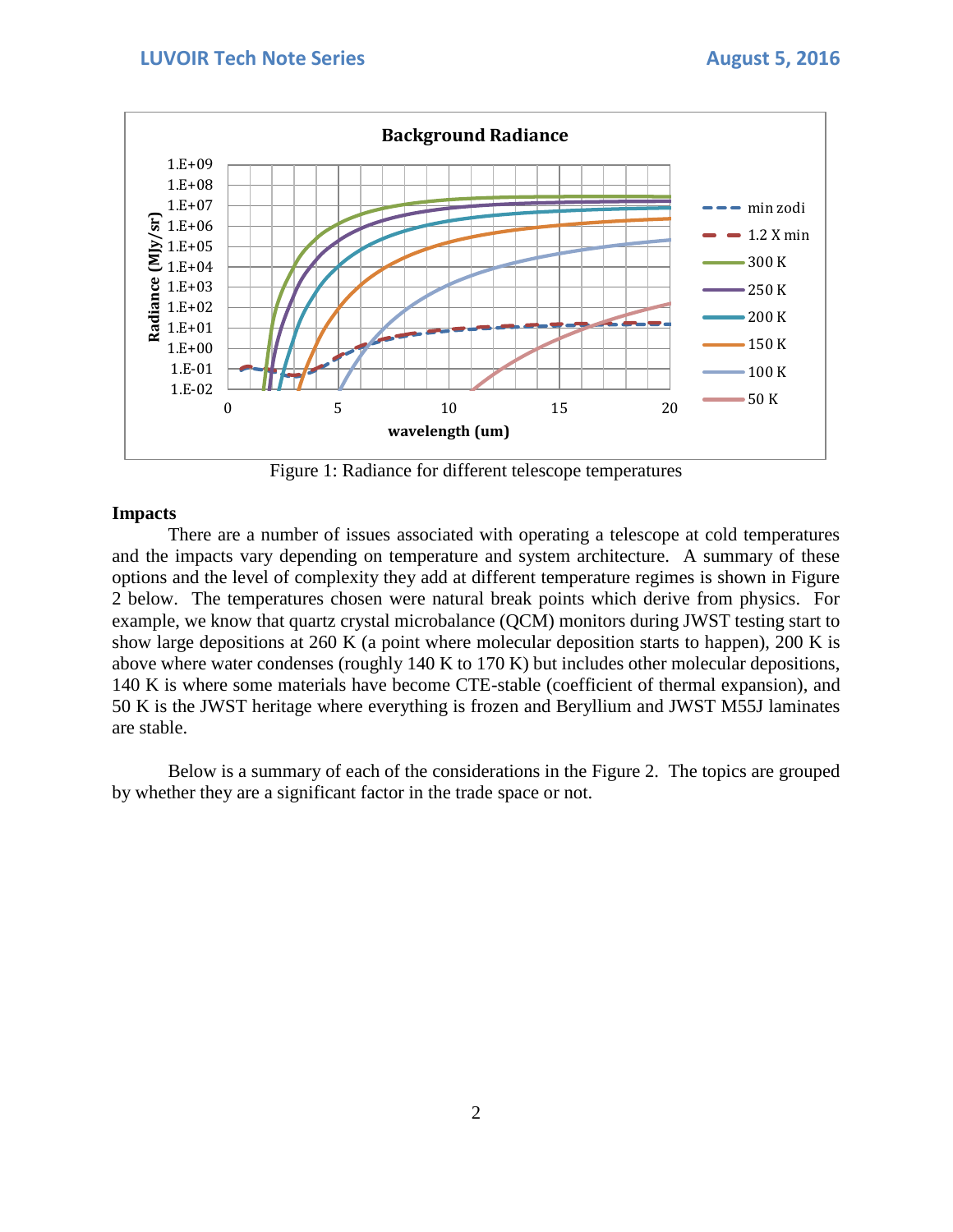Figure 1: Radiance for different telescope temperatures

**Impacts**

There are a number of issues associated with operating a telescope at cold temperatures and the impacts vary depending on temperature and system architecture. A summary of these options and the level of complexity they add at different temperature regimes is shown in Figure 2 below. The temperatures chosen were natural break points which derive from physics. For example, we know that quartz crystal microbalance (QCM) monitors during JWST testing start to show large depositions at 260 K (a point where molecular deposition starts to happen), 200 K is above where water condenses (roughly 140 K to 170 K) but includes other molecular depositions, 140 K is where some materials have become CTE-stable (coefficient of thermal expansion), and 50 K is the JWST heritage where everything is frozen and Beryllium and JWST M55J laminates are stable.

Below is a summary of each of the considerations in the Figure 2. The topics are grouped by whether they are a significant factor in the trade space or not.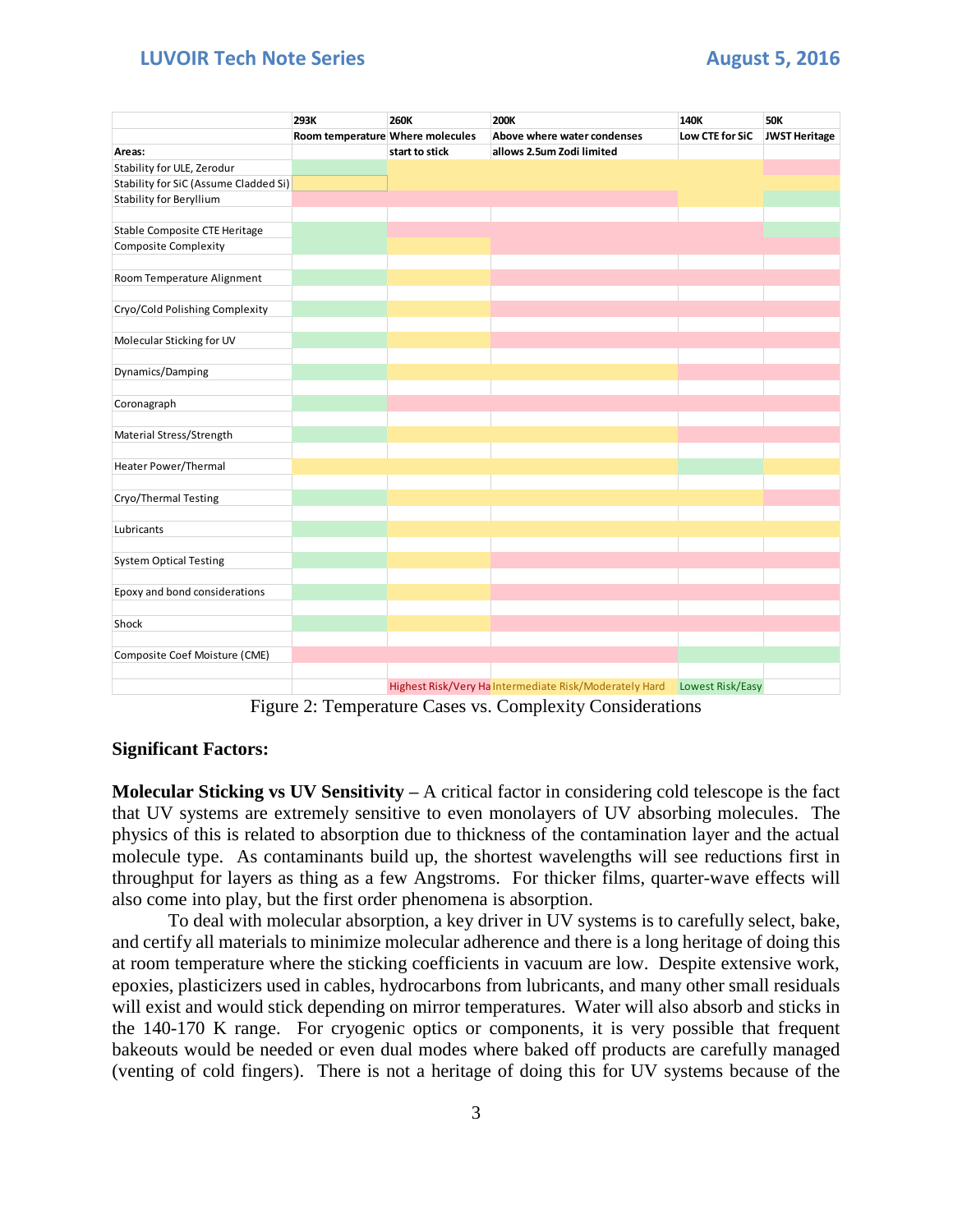| | 293K | 260K | 200K | 140K | 50K |
|---|---|---|---|---|---|
| | Room temperature | Where molecules start to stick | Above where water condenses allows 2.5um Zodi limited | Low CTE for SiC | JWST Heritage |
| **Areas:** | | | | | |
| Stability for ULE, Zerodur | Lowest Risk/Easy | Intermediate Risk/Moderately Hard | Intermediate Risk/Moderately Hard | Intermediate Risk/Moderately Hard | Highest Risk/Very Hard |
| Stability for SiC (Assume Cladded Si) | Intermediate Risk/Moderately Hard | Intermediate Risk/Moderately Hard | Intermediate Risk/Moderately Hard | Intermediate Risk/Moderately Hard | Intermediate Risk/Moderately Hard |
| Stability for Beryllium | Highest Risk/Very Hard | Highest Risk/Very Hard | Highest Risk/Very Hard | Intermediate Risk/Moderately Hard | Lowest Risk/Easy |
| Stable Composite CTE Heritage | Lowest Risk/Easy | Highest Risk/Very Hard | Highest Risk/Very Hard | Highest Risk/Very Hard | Lowest Risk/Easy |
| Composite Complexity | Lowest Risk/Easy | Intermediate Risk/Moderately Hard | Highest Risk/Very Hard | Highest Risk/Very Hard | Highest Risk/Very Hard |
| Room Temperature Alignment | Lowest Risk/Easy | Intermediate Risk/Moderately Hard | Highest Risk/Very Hard | Highest Risk/Very Hard | Highest Risk/Very Hard |
| Cryo/Cold Polishing Complexity | Lowest Risk/Easy | Intermediate Risk/Moderately Hard | Highest Risk/Very Hard | Highest Risk/Very Hard | Highest Risk/Very Hard |
| Molecular Sticking for UV | Lowest Risk/Easy | Intermediate Risk/Moderately Hard | Highest Risk/Very Hard | Highest Risk/Very Hard | Highest Risk/Very Hard |
| Dynamics/Damping | Lowest Risk/Easy | Intermediate Risk/Moderately Hard | Intermediate Risk/Moderately Hard | Highest Risk/Very Hard | Highest Risk/Very Hard |
| Coronagraph | Lowest Risk/Easy | Highest Risk/Very Hard | Highest Risk/Very Hard | Highest Risk/Very Hard | Highest Risk/Very Hard |
| Material Stress/Strength | Lowest Risk/Easy | Intermediate Risk/Moderately Hard | Intermediate Risk/Moderately Hard | Highest Risk/Very Hard | Highest Risk/Very Hard |
| Heater Power/Thermal | Intermediate Risk/Moderately Hard | Intermediate Risk/Moderately Hard | Intermediate Risk/Moderately Hard | Lowest Risk/Easy | Intermediate Risk/Moderately Hard |
| Cryo/Thermal Testing | Lowest Risk/Easy | Intermediate Risk/Moderately Hard | Intermediate Risk/Moderately Hard | Intermediate Risk/Moderately Hard | Highest Risk/Very Hard |
| Lubricants | Lowest Risk/Easy | Intermediate Risk/Moderately Hard | Intermediate Risk/Moderately Hard | Intermediate Risk/Moderately Hard | Intermediate Risk/Moderately Hard |
| System Optical Testing | Lowest Risk/Easy | Intermediate Risk/Moderately Hard | Highest Risk/Very Hard | Highest Risk/Very Hard | Highest Risk/Very Hard |
| Epoxy and bond considerations | Lowest Risk/Easy | Intermediate Risk/Moderately Hard | Highest Risk/Very Hard | Highest Risk/Very Hard | Highest Risk/Very Hard |
| Shock | Lowest Risk/Easy | Intermediate Risk/Moderately Hard | Highest Risk/Very Hard | Highest Risk/Very Hard | Highest Risk/Very Hard |
| Composite Coef Moisture (CME) | Highest Risk/Very Hard | Highest Risk/Very Hard | Highest Risk/Very Hard | Lowest Risk/Easy | Lowest Risk/Easy |
| | | Highest Risk/Very Ha | Intermediate Risk/Moderately Hard | Lowest Risk/Easy | |

Figure 2: Temperature Cases vs. Complexity Considerations

**Significant Factors:**

**Molecular Sticking vs UV Sensitivity –** A critical factor in considering cold telescope is the fact that UV systems are extremely sensitive to even monolayers of UV absorbing molecules. The physics of this is related to absorption due to thickness of the contamination layer and the actual molecule type. As contaminants build up, the shortest wavelengths will see reductions first in throughput for layers as thing as a few Angstroms. For thicker films, quarter-wave effects will also come into play, but the first order phenomena is absorption.

To deal with molecular absorption, a key driver in UV systems is to carefully select, bake, and certify all materials to minimize molecular adherence and there is a long heritage of doing this at room temperature where the sticking coefficients in vacuum are low. Despite extensive work, epoxies, plasticizers used in cables, hydrocarbons from lubricants, and many other small residuals will exist and would stick depending on mirror temperatures. Water will also absorb and sticks in the 140-170 K range. For cryogenic optics or components, it is very possible that frequent bakeouts would be needed or even dual modes where baked off products are carefully managed (venting of cold fingers). There is not a heritage of doing this for UV systems because of the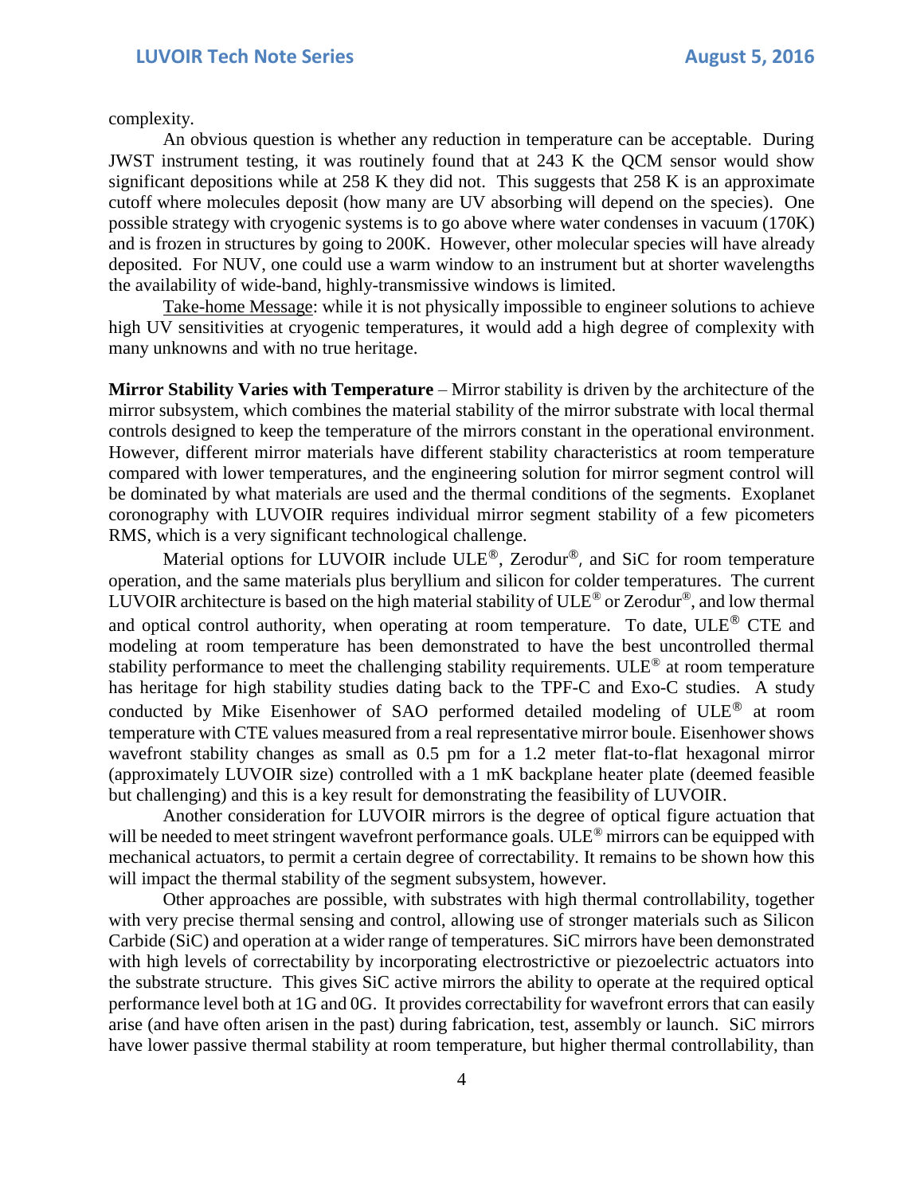complexity.

An obvious question is whether any reduction in temperature can be acceptable. During JWST instrument testing, it was routinely found that at 243 K the QCM sensor would show significant depositions while at 258 K they did not. This suggests that 258 K is an approximate cutoff where molecules deposit (how many are UV absorbing will depend on the species). One possible strategy with cryogenic systems is to go above where water condenses in vacuum (170K) and is frozen in structures by going to 200K. However, other molecular species will have already deposited. For NUV, one could use a warm window to an instrument but at shorter wavelengths the availability of wide-band, highly-transmissive windows is limited.

Take-home Message: while it is not physically impossible to engineer solutions to achieve high UV sensitivities at cryogenic temperatures, it would add a high degree of complexity with many unknowns and with no true heritage.

**Mirror Stability Varies with Temperature** – Mirror stability is driven by the architecture of the mirror subsystem, which combines the material stability of the mirror substrate with local thermal controls designed to keep the temperature of the mirrors constant in the operational environment. However, different mirror materials have different stability characteristics at room temperature compared with lower temperatures, and the engineering solution for mirror segment control will be dominated by what materials are used and the thermal conditions of the segments. Exoplanet coronography with LUVOIR requires individual mirror segment stability of a few picometers RMS, which is a very significant technological challenge.

Material options for LUVOIR include ULE®, Zerodur®, and SiC for room temperature operation, and the same materials plus beryllium and silicon for colder temperatures. The current LUVOIR architecture is based on the high material stability of ULE® or Zerodur®, and low thermal and optical control authority, when operating at room temperature. To date, ULE® CTE and modeling at room temperature has been demonstrated to have the best uncontrolled thermal stability performance to meet the challenging stability requirements. ULE® at room temperature has heritage for high stability studies dating back to the TPF-C and Exo-C studies. A study conducted by Mike Eisenhower of SAO performed detailed modeling of ULE® at room temperature with CTE values measured from a real representative mirror boule. Eisenhower shows wavefront stability changes as small as 0.5 pm for a 1.2 meter flat-to-flat hexagonal mirror (approximately LUVOIR size) controlled with a 1 mK backplane heater plate (deemed feasible but challenging) and this is a key result for demonstrating the feasibility of LUVOIR.

Another consideration for LUVOIR mirrors is the degree of optical figure actuation that will be needed to meet stringent wavefront performance goals. ULE® mirrors can be equipped with mechanical actuators, to permit a certain degree of correctability. It remains to be shown how this will impact the thermal stability of the segment subsystem, however.

Other approaches are possible, with substrates with high thermal controllability, together with very precise thermal sensing and control, allowing use of stronger materials such as Silicon Carbide (SiC) and operation at a wider range of temperatures. SiC mirrors have been demonstrated with high levels of correctability by incorporating electrostrictive or piezoelectric actuators into the substrate structure. This gives SiC active mirrors the ability to operate at the required optical performance level both at 1G and 0G. It provides correctability for wavefront errors that can easily arise (and have often arisen in the past) during fabrication, test, assembly or launch. SiC mirrors have lower passive thermal stability at room temperature, but higher thermal controllability, than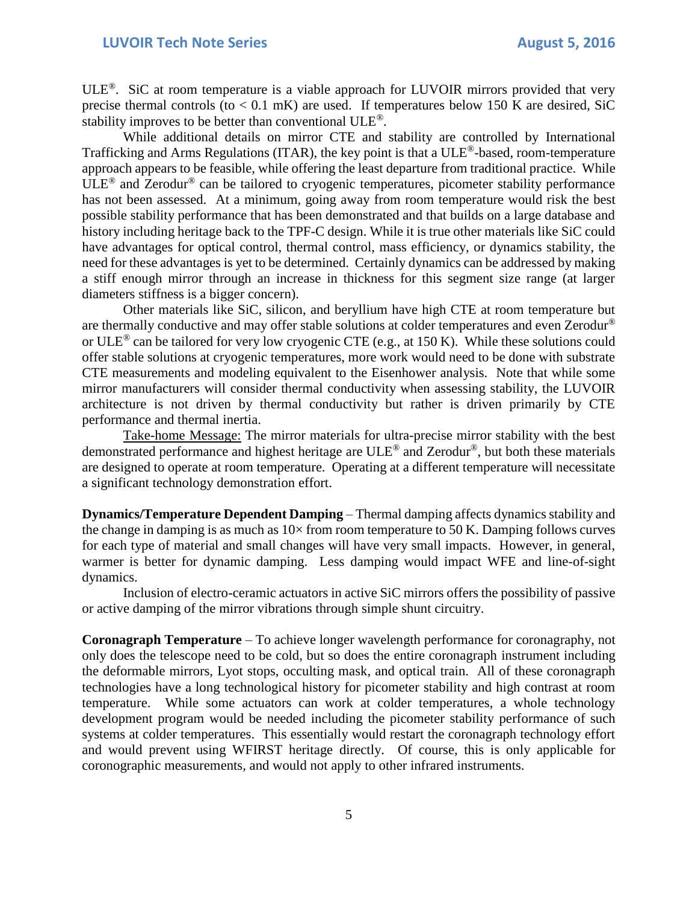ULE®. SiC at room temperature is a viable approach for LUVOIR mirrors provided that very precise thermal controls (to < 0.1 mK) are used. If temperatures below 150 K are desired, SiC stability improves to be better than conventional ULE®.

While additional details on mirror CTE and stability are controlled by International Trafficking and Arms Regulations (ITAR), the key point is that a ULE®-based, room-temperature approach appears to be feasible, while offering the least departure from traditional practice. While ULE® and Zerodur® can be tailored to cryogenic temperatures, picometer stability performance has not been assessed. At a minimum, going away from room temperature would risk the best possible stability performance that has been demonstrated and that builds on a large database and history including heritage back to the TPF-C design. While it is true other materials like SiC could have advantages for optical control, thermal control, mass efficiency, or dynamics stability, the need for these advantages is yet to be determined. Certainly dynamics can be addressed by making a stiff enough mirror through an increase in thickness for this segment size range (at larger diameters stiffness is a bigger concern).

Other materials like SiC, silicon, and beryllium have high CTE at room temperature but are thermally conductive and may offer stable solutions at colder temperatures and even Zerodur® or ULE® can be tailored for very low cryogenic CTE (e.g., at 150 K). While these solutions could offer stable solutions at cryogenic temperatures, more work would need to be done with substrate CTE measurements and modeling equivalent to the Eisenhower analysis. Note that while some mirror manufacturers will consider thermal conductivity when assessing stability, the LUVOIR architecture is not driven by thermal conductivity but rather is driven primarily by CTE performance and thermal inertia.

<u>Take-home Message:</u> The mirror materials for ultra-precise mirror stability with the best demonstrated performance and highest heritage are ULE® and Zerodur®, but both these materials are designed to operate at room temperature. Operating at a different temperature will necessitate a significant technology demonstration effort.

**Dynamics/Temperature Dependent Damping** – Thermal damping affects dynamics stability and the change in damping is as much as 10× from room temperature to 50 K. Damping follows curves for each type of material and small changes will have very small impacts. However, in general, warmer is better for dynamic damping. Less damping would impact WFE and line-of-sight dynamics.

Inclusion of electro-ceramic actuators in active SiC mirrors offers the possibility of passive or active damping of the mirror vibrations through simple shunt circuitry.

**Coronagraph Temperature** – To achieve longer wavelength performance for coronagraphy, not only does the telescope need to be cold, but so does the entire coronagraph instrument including the deformable mirrors, Lyot stops, occulting mask, and optical train. All of these coronagraph technologies have a long technological history for picometer stability and high contrast at room temperature. While some actuators can work at colder temperatures, a whole technology development program would be needed including the picometer stability performance of such systems at colder temperatures. This essentially would restart the coronagraph technology effort and would prevent using WFIRST heritage directly. Of course, this is only applicable for coronographic measurements, and would not apply to other infrared instruments.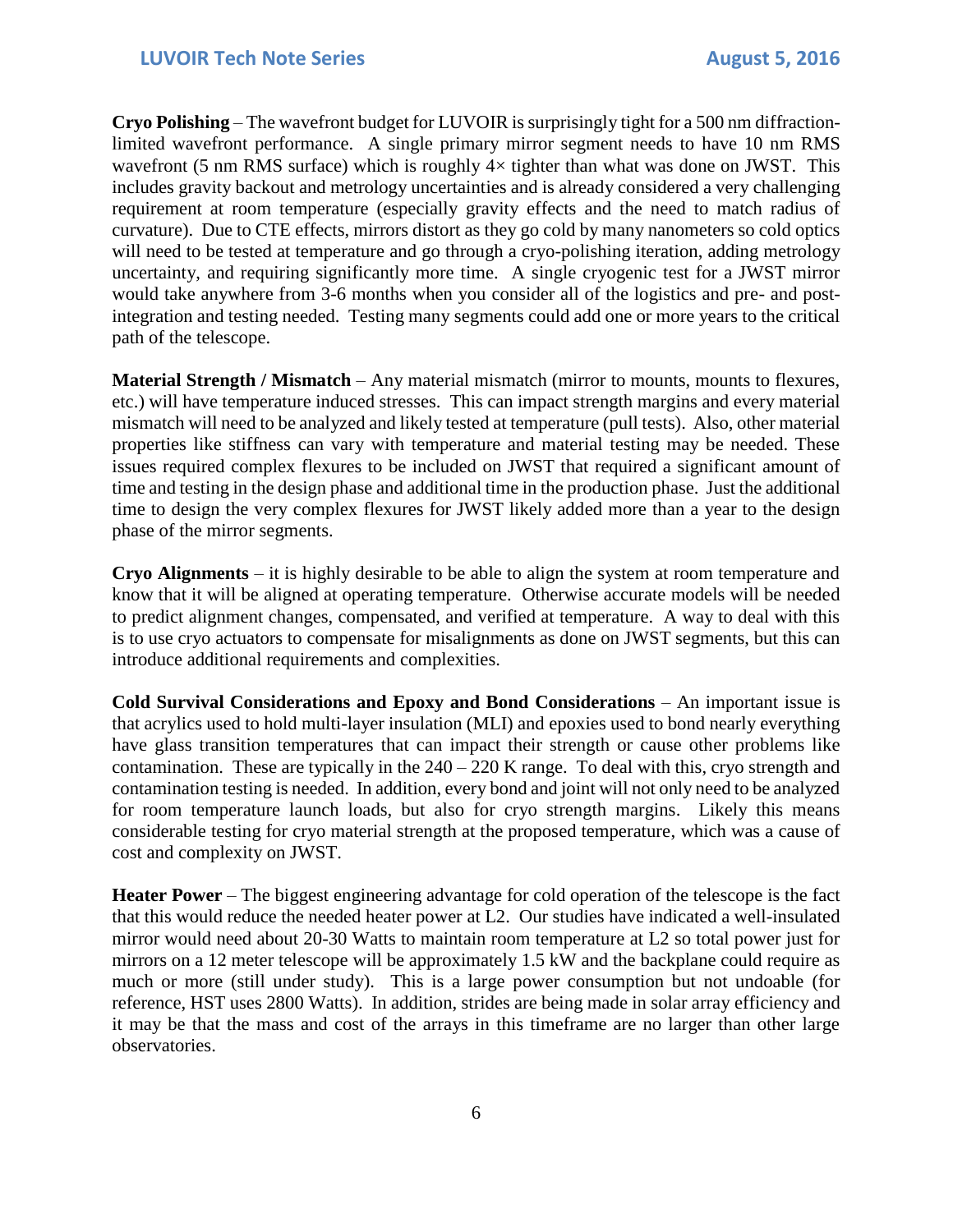**Cryo Polishing** – The wavefront budget for LUVOIR is surprisingly tight for a 500 nm diffraction-limited wavefront performance. A single primary mirror segment needs to have 10 nm RMS wavefront (5 nm RMS surface) which is roughly 4× tighter than what was done on JWST. This includes gravity backout and metrology uncertainties and is already considered a very challenging requirement at room temperature (especially gravity effects and the need to match radius of curvature). Due to CTE effects, mirrors distort as they go cold by many nanometers so cold optics will need to be tested at temperature and go through a cryo-polishing iteration, adding metrology uncertainty, and requiring significantly more time. A single cryogenic test for a JWST mirror would take anywhere from 3-6 months when you consider all of the logistics and pre- and post-integration and testing needed. Testing many segments could add one or more years to the critical path of the telescope.

**Material Strength / Mismatch** – Any material mismatch (mirror to mounts, mounts to flexures, etc.) will have temperature induced stresses. This can impact strength margins and every material mismatch will need to be analyzed and likely tested at temperature (pull tests). Also, other material properties like stiffness can vary with temperature and material testing may be needed. These issues required complex flexures to be included on JWST that required a significant amount of time and testing in the design phase and additional time in the production phase. Just the additional time to design the very complex flexures for JWST likely added more than a year to the design phase of the mirror segments.

**Cryo Alignments** – it is highly desirable to be able to align the system at room temperature and know that it will be aligned at operating temperature. Otherwise accurate models will be needed to predict alignment changes, compensated, and verified at temperature. A way to deal with this is to use cryo actuators to compensate for misalignments as done on JWST segments, but this can introduce additional requirements and complexities.

**Cold Survival Considerations and Epoxy and Bond Considerations** – An important issue is that acrylics used to hold multi-layer insulation (MLI) and epoxies used to bond nearly everything have glass transition temperatures that can impact their strength or cause other problems like contamination. These are typically in the 240 – 220 K range. To deal with this, cryo strength and contamination testing is needed. In addition, every bond and joint will not only need to be analyzed for room temperature launch loads, but also for cryo strength margins. Likely this means considerable testing for cryo material strength at the proposed temperature, which was a cause of cost and complexity on JWST.

**Heater Power** – The biggest engineering advantage for cold operation of the telescope is the fact that this would reduce the needed heater power at L2. Our studies have indicated a well-insulated mirror would need about 20-30 Watts to maintain room temperature at L2 so total power just for mirrors on a 12 meter telescope will be approximately 1.5 kW and the backplane could require as much or more (still under study). This is a large power consumption but not undoable (for reference, HST uses 2800 Watts). In addition, strides are being made in solar array efficiency and it may be that the mass and cost of the arrays in this timeframe are no larger than other large observatories.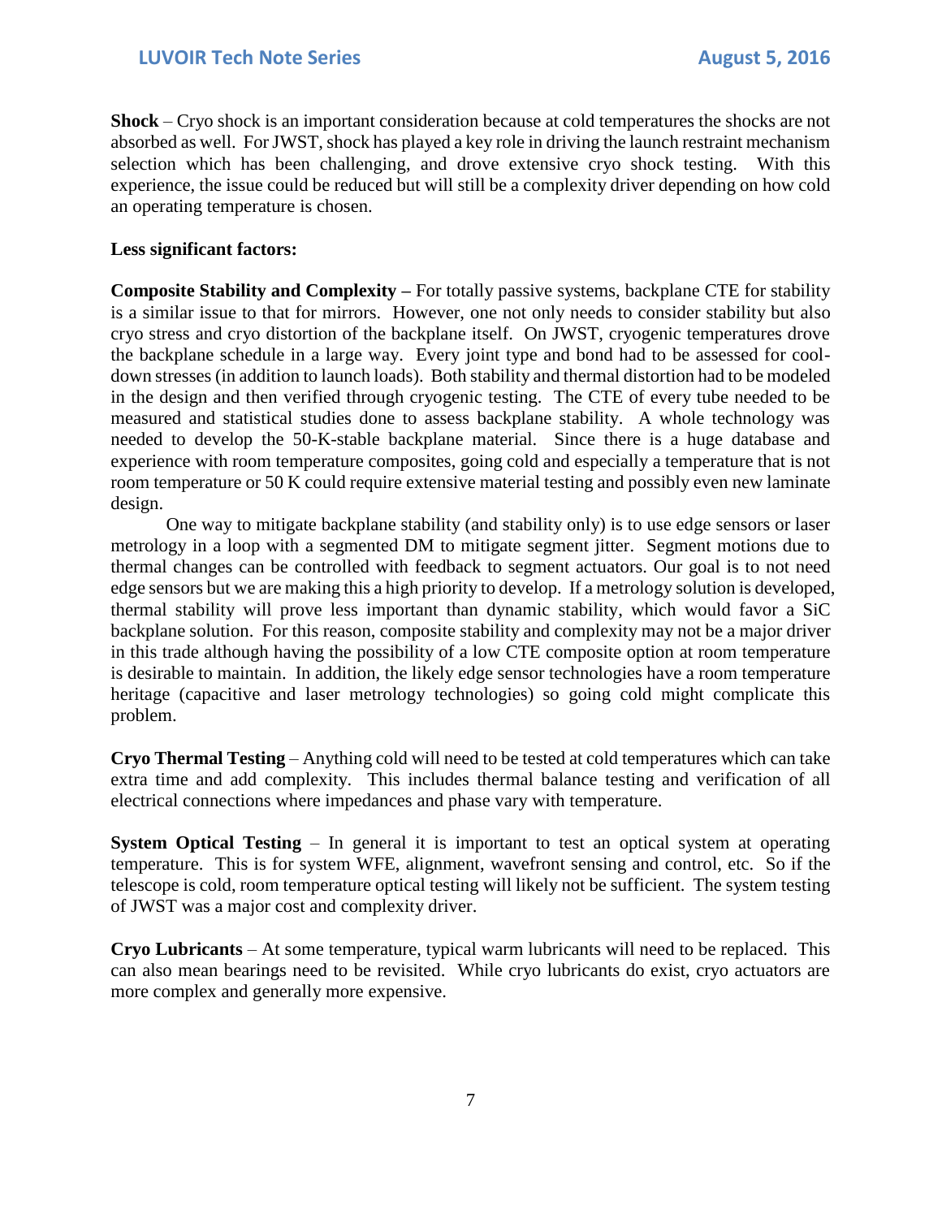**Shock** – Cryo shock is an important consideration because at cold temperatures the shocks are not absorbed as well. For JWST, shock has played a key role in driving the launch restraint mechanism selection which has been challenging, and drove extensive cryo shock testing. With this experience, the issue could be reduced but will still be a complexity driver depending on how cold an operating temperature is chosen.

**Less significant factors:**

**Composite Stability and Complexity –** For totally passive systems, backplane CTE for stability is a similar issue to that for mirrors. However, one not only needs to consider stability but also cryo stress and cryo distortion of the backplane itself. On JWST, cryogenic temperatures drove the backplane schedule in a large way. Every joint type and bond had to be assessed for cool-down stresses (in addition to launch loads). Both stability and thermal distortion had to be modeled in the design and then verified through cryogenic testing. The CTE of every tube needed to be measured and statistical studies done to assess backplane stability. A whole technology was needed to develop the 50-K-stable backplane material. Since there is a huge database and experience with room temperature composites, going cold and especially a temperature that is not room temperature or 50 K could require extensive material testing and possibly even new laminate design.

One way to mitigate backplane stability (and stability only) is to use edge sensors or laser metrology in a loop with a segmented DM to mitigate segment jitter. Segment motions due to thermal changes can be controlled with feedback to segment actuators. Our goal is to not need edge sensors but we are making this a high priority to develop. If a metrology solution is developed, thermal stability will prove less important than dynamic stability, which would favor a SiC backplane solution. For this reason, composite stability and complexity may not be a major driver in this trade although having the possibility of a low CTE composite option at room temperature is desirable to maintain. In addition, the likely edge sensor technologies have a room temperature heritage (capacitive and laser metrology technologies) so going cold might complicate this problem.

**Cryo Thermal Testing** – Anything cold will need to be tested at cold temperatures which can take extra time and add complexity. This includes thermal balance testing and verification of all electrical connections where impedances and phase vary with temperature.

**System Optical Testing** – In general it is important to test an optical system at operating temperature. This is for system WFE, alignment, wavefront sensing and control, etc. So if the telescope is cold, room temperature optical testing will likely not be sufficient. The system testing of JWST was a major cost and complexity driver.

**Cryo Lubricants** – At some temperature, typical warm lubricants will need to be replaced. This can also mean bearings need to be revisited. While cryo lubricants do exist, cryo actuators are more complex and generally more expensive.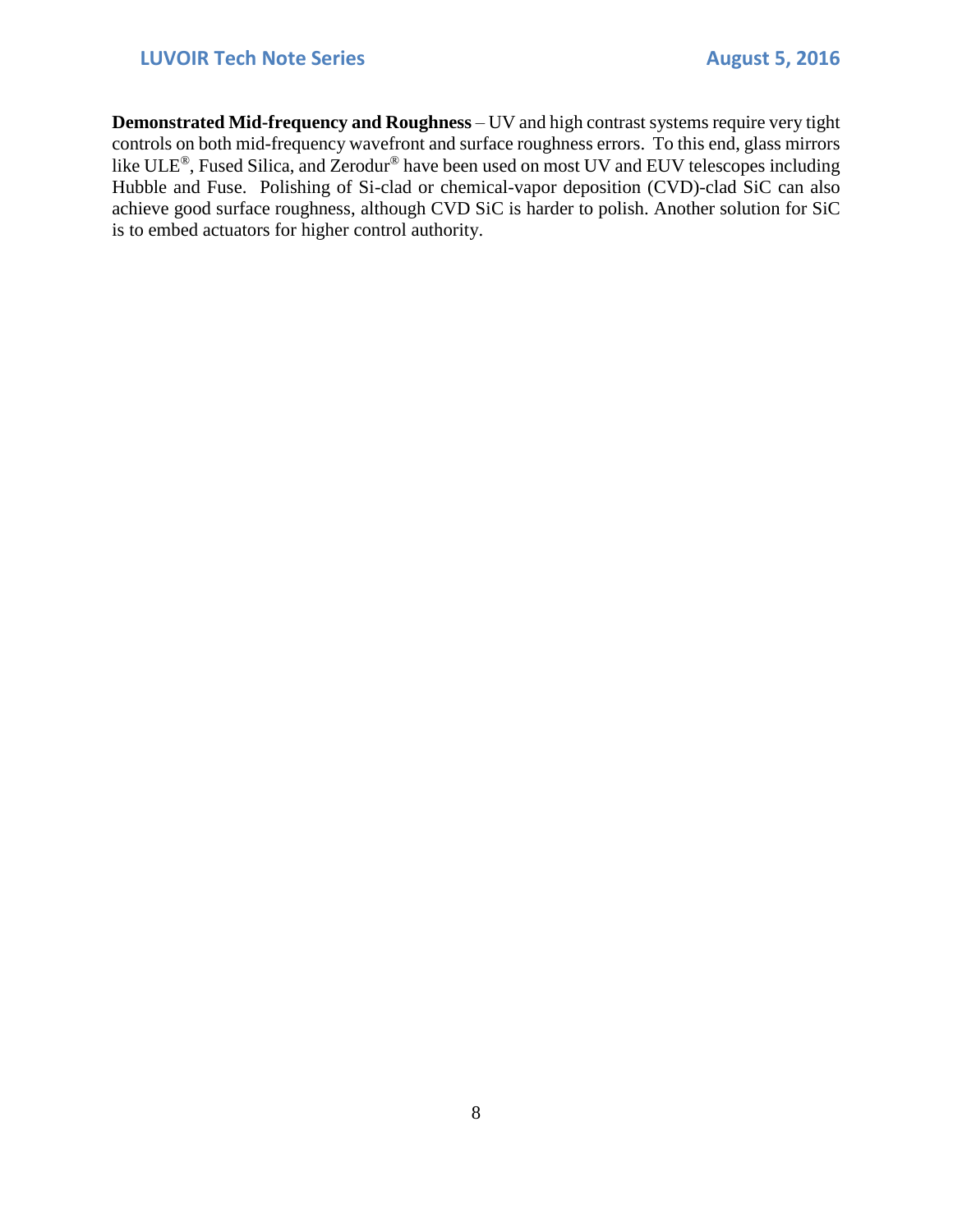**Demonstrated Mid-frequency and Roughness** – UV and high contrast systems require very tight controls on both mid-frequency wavefront and surface roughness errors. To this end, glass mirrors like ULE®, Fused Silica, and Zerodur® have been used on most UV and EUV telescopes including Hubble and Fuse. Polishing of Si-clad or chemical-vapor deposition (CVD)-clad SiC can also achieve good surface roughness, although CVD SiC is harder to polish. Another solution for SiC is to embed actuators for higher control authority.